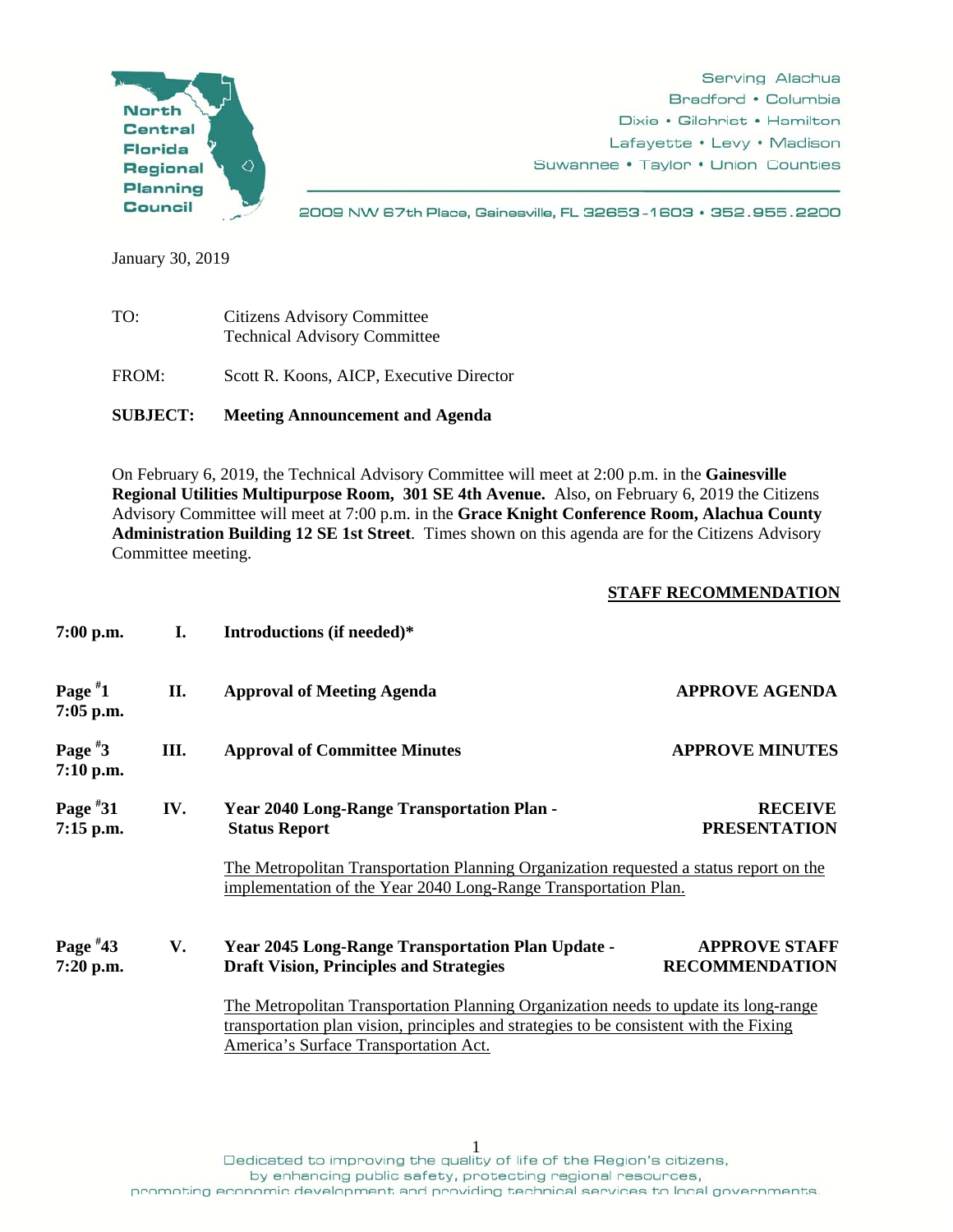North Central Florida Regional Planning Council

Serving Alachua
Bradford • Columbia
Dixie • Gilchrist • Hamilton
Lafayette • Levy • Madison
Suwannee • Taylor • Union Counties

2009 NW 67th Place, Gainesville, FL 32653-1603 • 352.955.2200

January 30, 2019

TO: Citizens Advisory Committee
Technical Advisory Committee

FROM: Scott R. Koons, AICP, Executive Director

**SUBJECT: Meeting Announcement and Agenda**

On February 6, 2019, the Technical Advisory Committee will meet at 2:00 p.m. in the **Gainesville Regional Utilities Multipurpose Room, 301 SE 4th Avenue.** Also, on February 6, 2019 the Citizens Advisory Committee will meet at 7:00 p.m. in the **Grace Knight Conference Room, Alachua County Administration Building 12 SE 1st Street**. Times shown on this agenda are for the Citizens Advisory Committee meeting.

| | | | **STAFF RECOMMENDATION** |
|---|---|---|---|
| **7:00 p.m.** | **I.** | **Introductions (if needed)*** | |
| **Page #1 7:05 p.m.** | **II.** | **Approval of Meeting Agenda** | **APPROVE AGENDA** |
| **Page #3 7:10 p.m.** | **III.** | **Approval of Committee Minutes** | **APPROVE MINUTES** |
| **Page #31 7:15 p.m.** | **IV.** | **Year 2040 Long-Range Transportation Plan - Status Report** | **RECEIVE PRESENTATION** |
| | | The Metropolitan Transportation Planning Organization requested a status report on the implementation of the Year 2040 Long-Range Transportation Plan. | |
| **Page #43 7:20 p.m.** | **V.** | **Year 2045 Long-Range Transportation Plan Update - Draft Vision, Principles and Strategies** | **APPROVE STAFF RECOMMENDATION** |
| | | The Metropolitan Transportation Planning Organization needs to update its long-range transportation plan vision, principles and strategies to be consistent with the Fixing America's Surface Transportation Act. | |

Dedicated to improving the quality of life of the Region's citizens,
by enhancing public safety, protecting regional resources,
promoting economic development and providing technical services to local governments.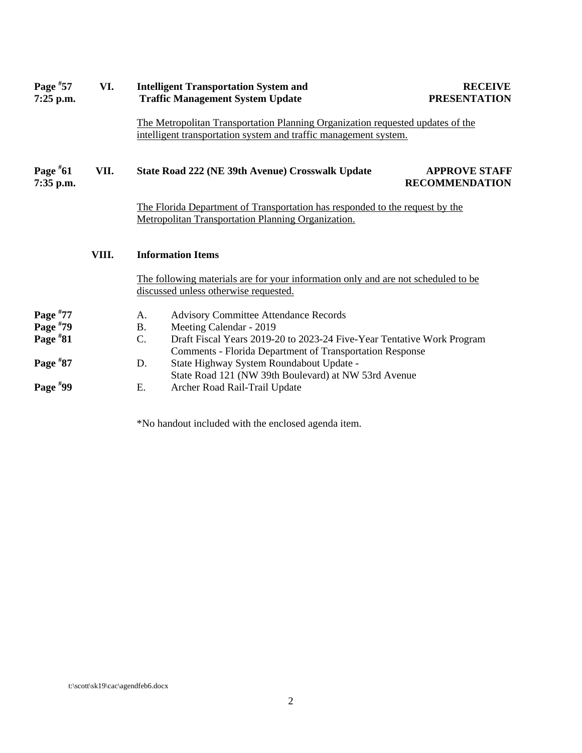**Page #57** **7:25 p.m.** **VI. Intelligent Transportation System and Traffic Management System Update** **RECEIVE PRESENTATION**

The Metropolitan Transportation Planning Organization requested updates of the intelligent transportation system and traffic management system.

**Page #61** **7:35 p.m.** **VII. State Road 222 (NE 39th Avenue) Crosswalk Update** **APPROVE STAFF RECOMMENDATION**

The Florida Department of Transportation has responded to the request by the Metropolitan Transportation Planning Organization.

**VIII. Information Items**

The following materials are for your information only and are not scheduled to be discussed unless otherwise requested.

**Page #77** A. Advisory Committee Attendance Records

**Page #79** B. Meeting Calendar - 2019

**Page #81** C. Draft Fiscal Years 2019-20 to 2023-24 Five-Year Tentative Work Program Comments - Florida Department of Transportation Response

**Page #87** D. State Highway System Roundabout Update - State Road 121 (NW 39th Boulevard) at NW 53rd Avenue

**Page #99** E. Archer Road Rail-Trail Update

*No handout included with the enclosed agenda item.

t:\scott\sk19\cac\agendfeb6.docx